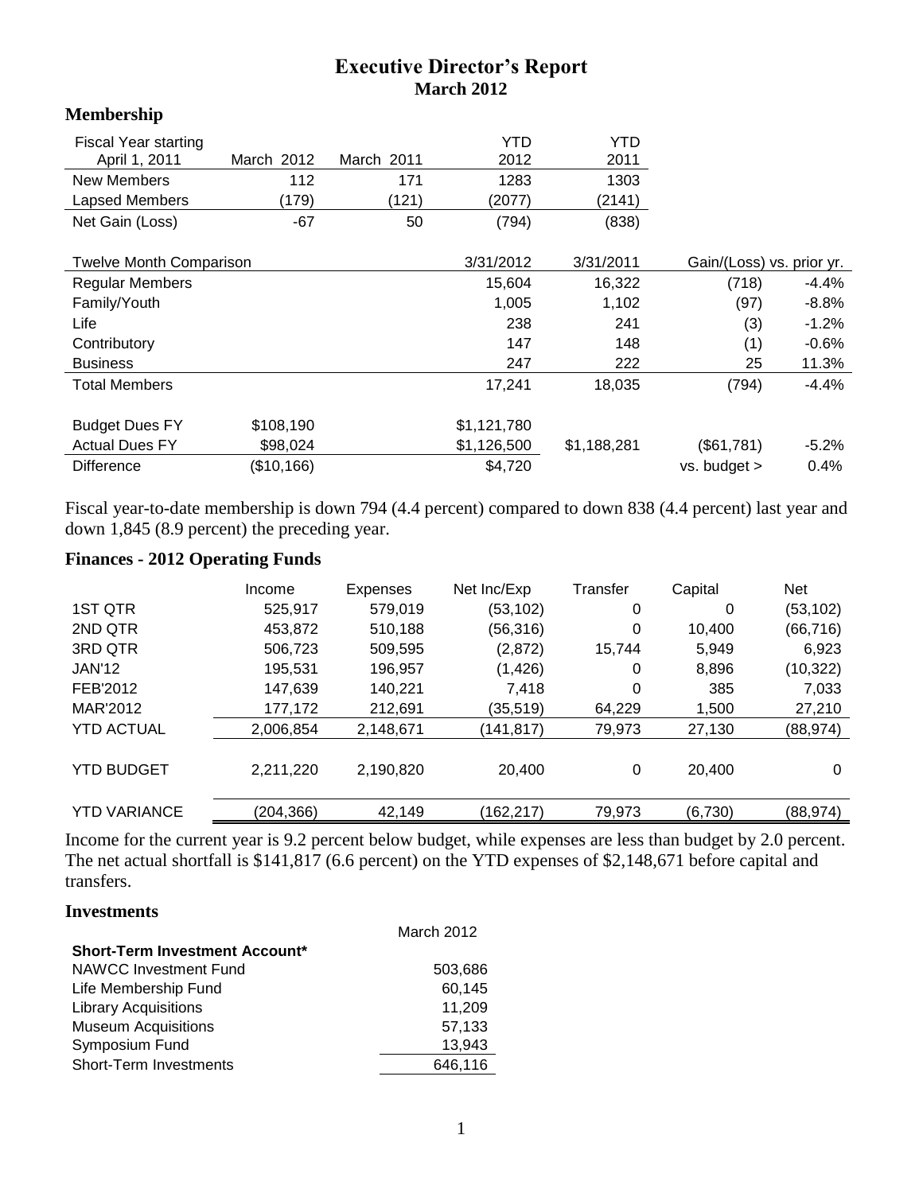# Executive Director's Report
## March 2012

### Membership

| Fiscal Year starting April 1, 2011 | March 2012 | March 2011 | YTD 2012 | YTD 2011 | | |
|---|---|---|---|---|---|---|
| New Members | 112 | 171 | 1283 | 1303 | | |
| Lapsed Members | (179) | (121) | (2077) | (2141) | | |
| Net Gain (Loss) | -67 | 50 | (794) | (838) | | |
| **Twelve Month Comparison** | | | 3/31/2012 | 3/31/2011 | Gain/(Loss) vs. prior yr. | |
| Regular Members | | | 15,604 | 16,322 | (718) | -4.4% |
| Family/Youth | | | 1,005 | 1,102 | (97) | -8.8% |
| Life | | | 238 | 241 | (3) | -1.2% |
| Contributory | | | 147 | 148 | (1) | -0.6% |
| Business | | | 247 | 222 | 25 | 11.3% |
| Total Members | | | 17,241 | 18,035 | (794) | -4.4% |
| Budget Dues FY | $108,190 | | $1,121,780 | | | |
| Actual Dues FY | $98,024 | | $1,126,500 | $1,188,281 | ($61,781) | -5.2% |
| Difference | ($10,166) | | $4,720 | | vs. budget > | 0.4% |

Fiscal year-to-date membership is down 794 (4.4 percent) compared to down 838 (4.4 percent) last year and down 1,845 (8.9 percent) the preceding year.

### Finances - 2012 Operating Funds

| | Income | Expenses | Net Inc/Exp | Transfer | Capital | Net |
|---|---|---|---|---|---|---|
| 1ST QTR | 525,917 | 579,019 | (53,102) | 0 | 0 | (53,102) |
| 2ND QTR | 453,872 | 510,188 | (56,316) | 0 | 10,400 | (66,716) |
| 3RD QTR | 506,723 | 509,595 | (2,872) | 15,744 | 5,949 | 6,923 |
| JAN'12 | 195,531 | 196,957 | (1,426) | 0 | 8,896 | (10,322) |
| FEB'2012 | 147,639 | 140,221 | 7,418 | 0 | 385 | 7,033 |
| MAR'2012 | 177,172 | 212,691 | (35,519) | 64,229 | 1,500 | 27,210 |
| YTD ACTUAL | 2,006,854 | 2,148,671 | (141,817) | 79,973 | 27,130 | (88,974) |
| YTD BUDGET | 2,211,220 | 2,190,820 | 20,400 | 0 | 20,400 | 0 |
| YTD VARIANCE | (204,366) | 42,149 | (162,217) | 79,973 | (6,730) | (88,974) |

Income for the current year is 9.2 percent below budget, while expenses are less than budget by 2.0 percent. The net actual shortfall is $141,817 (6.6 percent) on the YTD expenses of $2,148,671 before capital and transfers.

### Investments

| | March 2012 |
|---|---|
| **Short-Term Investment Account*** | |
| NAWCC Investment Fund | 503,686 |
| Life Membership Fund | 60,145 |
| Library Acquisitions | 11,209 |
| Museum Acquisitions | 57,133 |
| Symposium Fund | 13,943 |
| Short-Term Investments | 646,116 |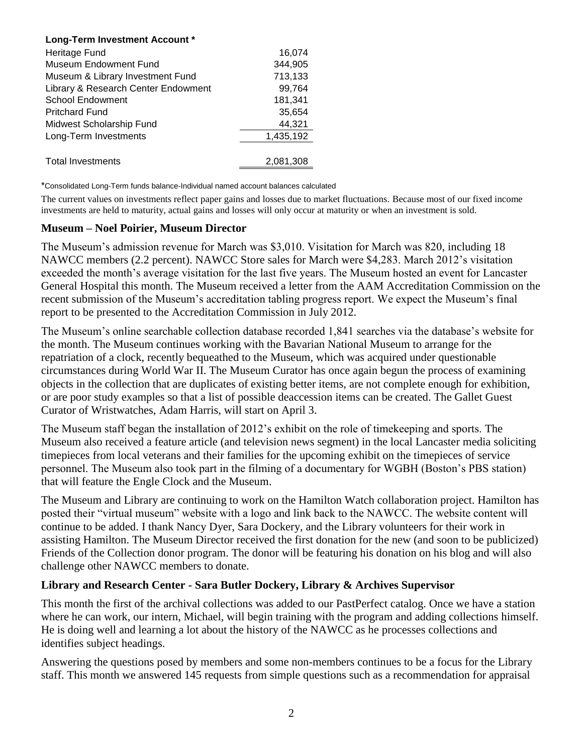| Long-Term Investment Account * | |
|---|---|
| Heritage Fund | 16,074 |
| Museum Endowment Fund | 344,905 |
| Museum & Library Investment Fund | 713,133 |
| Library & Research Center Endowment | 99,764 |
| School Endowment | 181,341 |
| Pritchard Fund | 35,654 |
| Midwest Scholarship Fund | 44,321 |
| Long-Term Investments | 1,435,192 |
| | |
| Total Investments | 2,081,308 |

*Consolidated Long-Term funds balance-Individual named account balances calculated

The current values on investments reflect paper gains and losses due to market fluctuations. Because most of our fixed income investments are held to maturity, actual gains and losses will only occur at maturity or when an investment is sold.

### Museum – Noel Poirier, Museum Director

The Museum's admission revenue for March was $3,010. Visitation for March was 820, including 18 NAWCC members (2.2 percent). NAWCC Store sales for March were $4,283. March 2012's visitation exceeded the month's average visitation for the last five years. The Museum hosted an event for Lancaster General Hospital this month. The Museum received a letter from the AAM Accreditation Commission on the recent submission of the Museum's accreditation tabling progress report. We expect the Museum's final report to be presented to the Accreditation Commission in July 2012.

The Museum's online searchable collection database recorded 1,841 searches via the database's website for the month. The Museum continues working with the Bavarian National Museum to arrange for the repatriation of a clock, recently bequeathed to the Museum, which was acquired under questionable circumstances during World War II. The Museum Curator has once again begun the process of examining objects in the collection that are duplicates of existing better items, are not complete enough for exhibition, or are poor study examples so that a list of possible deaccession items can be created. The Gallet Guest Curator of Wristwatches, Adam Harris, will start on April 3.

The Museum staff began the installation of 2012's exhibit on the role of timekeeping and sports. The Museum also received a feature article (and television news segment) in the local Lancaster media soliciting timepieces from local veterans and their families for the upcoming exhibit on the timepieces of service personnel. The Museum also took part in the filming of a documentary for WGBH (Boston's PBS station) that will feature the Engle Clock and the Museum.

The Museum and Library are continuing to work on the Hamilton Watch collaboration project. Hamilton has posted their "virtual museum" website with a logo and link back to the NAWCC. The website content will continue to be added. I thank Nancy Dyer, Sara Dockery, and the Library volunteers for their work in assisting Hamilton. The Museum Director received the first donation for the new (and soon to be publicized) Friends of the Collection donor program. The donor will be featuring his donation on his blog and will also challenge other NAWCC members to donate.

### Library and Research Center - Sara Butler Dockery, Library & Archives Supervisor

This month the first of the archival collections was added to our PastPerfect catalog. Once we have a station where he can work, our intern, Michael, will begin training with the program and adding collections himself. He is doing well and learning a lot about the history of the NAWCC as he processes collections and identifies subject headings.

Answering the questions posed by members and some non-members continues to be a focus for the Library staff. This month we answered 145 requests from simple questions such as a recommendation for appraisal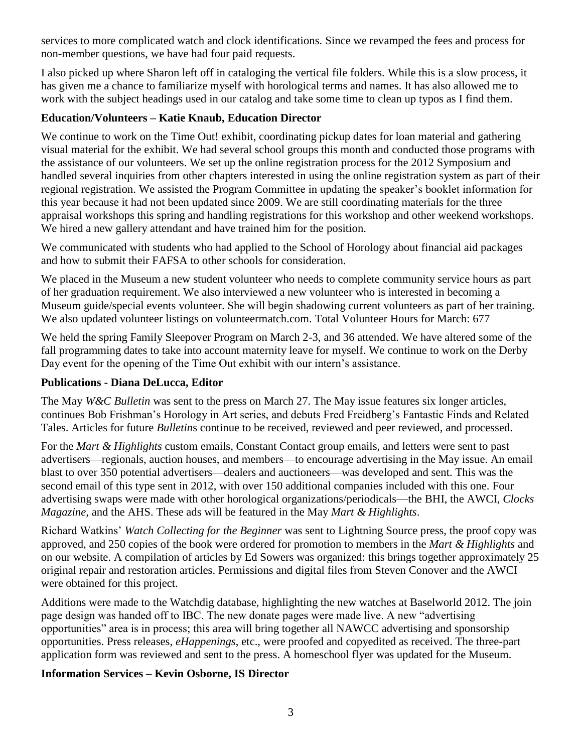services to more complicated watch and clock identifications. Since we revamped the fees and process for non-member questions, we have had four paid requests.

I also picked up where Sharon left off in cataloging the vertical file folders. While this is a slow process, it has given me a chance to familiarize myself with horological terms and names. It has also allowed me to work with the subject headings used in our catalog and take some time to clean up typos as I find them.

**Education/Volunteers – Katie Knaub, Education Director**

We continue to work on the Time Out! exhibit, coordinating pickup dates for loan material and gathering visual material for the exhibit. We had several school groups this month and conducted those programs with the assistance of our volunteers. We set up the online registration process for the 2012 Symposium and handled several inquiries from other chapters interested in using the online registration system as part of their regional registration. We assisted the Program Committee in updating the speaker's booklet information for this year because it had not been updated since 2009. We are still coordinating materials for the three appraisal workshops this spring and handling registrations for this workshop and other weekend workshops. We hired a new gallery attendant and have trained him for the position.

We communicated with students who had applied to the School of Horology about financial aid packages and how to submit their FAFSA to other schools for consideration.

We placed in the Museum a new student volunteer who needs to complete community service hours as part of her graduation requirement. We also interviewed a new volunteer who is interested in becoming a Museum guide/special events volunteer. She will begin shadowing current volunteers as part of her training. We also updated volunteer listings on volunteermatch.com. Total Volunteer Hours for March: 677

We held the spring Family Sleepover Program on March 2-3, and 36 attended. We have altered some of the fall programming dates to take into account maternity leave for myself. We continue to work on the Derby Day event for the opening of the Time Out exhibit with our intern's assistance.

**Publications - Diana DeLucca, Editor**

The May *W&C Bulletin* was sent to the press on March 27. The May issue features six longer articles, continues Bob Frishman's Horology in Art series, and debuts Fred Freidberg's Fantastic Finds and Related Tales. Articles for future *Bulletin*s continue to be received, reviewed and peer reviewed, and processed.

For the *Mart & Highlights* custom emails, Constant Contact group emails, and letters were sent to past advertisers—regionals, auction houses, and members—to encourage advertising in the May issue. An email blast to over 350 potential advertisers—dealers and auctioneers—was developed and sent. This was the second email of this type sent in 2012, with over 150 additional companies included with this one. Four advertising swaps were made with other horological organizations/periodicals—the BHI, the AWCI, *Clocks Magazine*, and the AHS. These ads will be featured in the May *Mart & Highlights*.

Richard Watkins' *Watch Collecting for the Beginner* was sent to Lightning Source press, the proof copy was approved, and 250 copies of the book were ordered for promotion to members in the *Mart & Highlights* and on our website. A compilation of articles by Ed Sowers was organized: this brings together approximately 25 original repair and restoration articles. Permissions and digital files from Steven Conover and the AWCI were obtained for this project.

Additions were made to the Watchdig database, highlighting the new watches at Baselworld 2012. The join page design was handed off to IBC. The new donate pages were made live. A new "advertising opportunities" area is in process; this area will bring together all NAWCC advertising and sponsorship opportunities. Press releases, *eHappenings*, etc., were proofed and copyedited as received. The three-part application form was reviewed and sent to the press. A homeschool flyer was updated for the Museum.

**Information Services – Kevin Osborne, IS Director**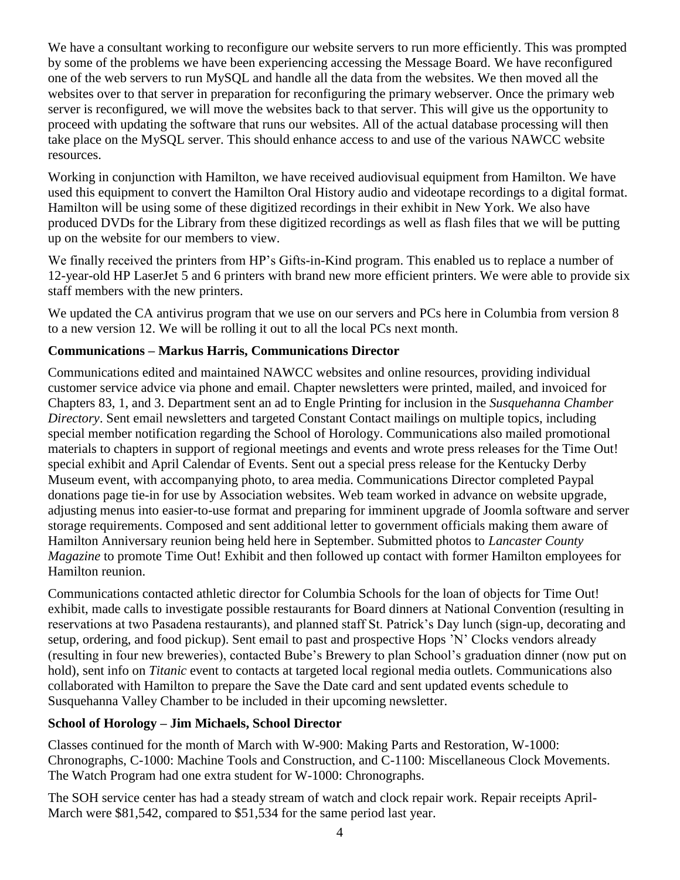We have a consultant working to reconfigure our website servers to run more efficiently. This was prompted by some of the problems we have been experiencing accessing the Message Board. We have reconfigured one of the web servers to run MySQL and handle all the data from the websites. We then moved all the websites over to that server in preparation for reconfiguring the primary webserver. Once the primary web server is reconfigured, we will move the websites back to that server. This will give us the opportunity to proceed with updating the software that runs our websites. All of the actual database processing will then take place on the MySQL server. This should enhance access to and use of the various NAWCC website resources.

Working in conjunction with Hamilton, we have received audiovisual equipment from Hamilton. We have used this equipment to convert the Hamilton Oral History audio and videotape recordings to a digital format. Hamilton will be using some of these digitized recordings in their exhibit in New York. We also have produced DVDs for the Library from these digitized recordings as well as flash files that we will be putting up on the website for our members to view.

We finally received the printers from HP's Gifts-in-Kind program. This enabled us to replace a number of 12-year-old HP LaserJet 5 and 6 printers with brand new more efficient printers. We were able to provide six staff members with the new printers.

We updated the CA antivirus program that we use on our servers and PCs here in Columbia from version 8 to a new version 12. We will be rolling it out to all the local PCs next month.

**Communications – Markus Harris, Communications Director**

Communications edited and maintained NAWCC websites and online resources, providing individual customer service advice via phone and email. Chapter newsletters were printed, mailed, and invoiced for Chapters 83, 1, and 3. Department sent an ad to Engle Printing for inclusion in the *Susquehanna Chamber Directory*. Sent email newsletters and targeted Constant Contact mailings on multiple topics, including special member notification regarding the School of Horology. Communications also mailed promotional materials to chapters in support of regional meetings and events and wrote press releases for the Time Out! special exhibit and April Calendar of Events. Sent out a special press release for the Kentucky Derby Museum event, with accompanying photo, to area media. Communications Director completed Paypal donations page tie-in for use by Association websites. Web team worked in advance on website upgrade, adjusting menus into easier-to-use format and preparing for imminent upgrade of Joomla software and server storage requirements. Composed and sent additional letter to government officials making them aware of Hamilton Anniversary reunion being held here in September. Submitted photos to *Lancaster County Magazine* to promote Time Out! Exhibit and then followed up contact with former Hamilton employees for Hamilton reunion.

Communications contacted athletic director for Columbia Schools for the loan of objects for Time Out! exhibit, made calls to investigate possible restaurants for Board dinners at National Convention (resulting in reservations at two Pasadena restaurants), and planned staff St. Patrick's Day lunch (sign-up, decorating and setup, ordering, and food pickup). Sent email to past and prospective Hops 'N' Clocks vendors already (resulting in four new breweries), contacted Bube's Brewery to plan School's graduation dinner (now put on hold), sent info on *Titanic* event to contacts at targeted local regional media outlets. Communications also collaborated with Hamilton to prepare the Save the Date card and sent updated events schedule to Susquehanna Valley Chamber to be included in their upcoming newsletter.

**School of Horology – Jim Michaels, School Director**

Classes continued for the month of March with W-900: Making Parts and Restoration, W-1000: Chronographs, C-1000: Machine Tools and Construction, and C-1100: Miscellaneous Clock Movements. The Watch Program had one extra student for W-1000: Chronographs.

The SOH service center has had a steady stream of watch and clock repair work. Repair receipts April-March were $81,542, compared to $51,534 for the same period last year.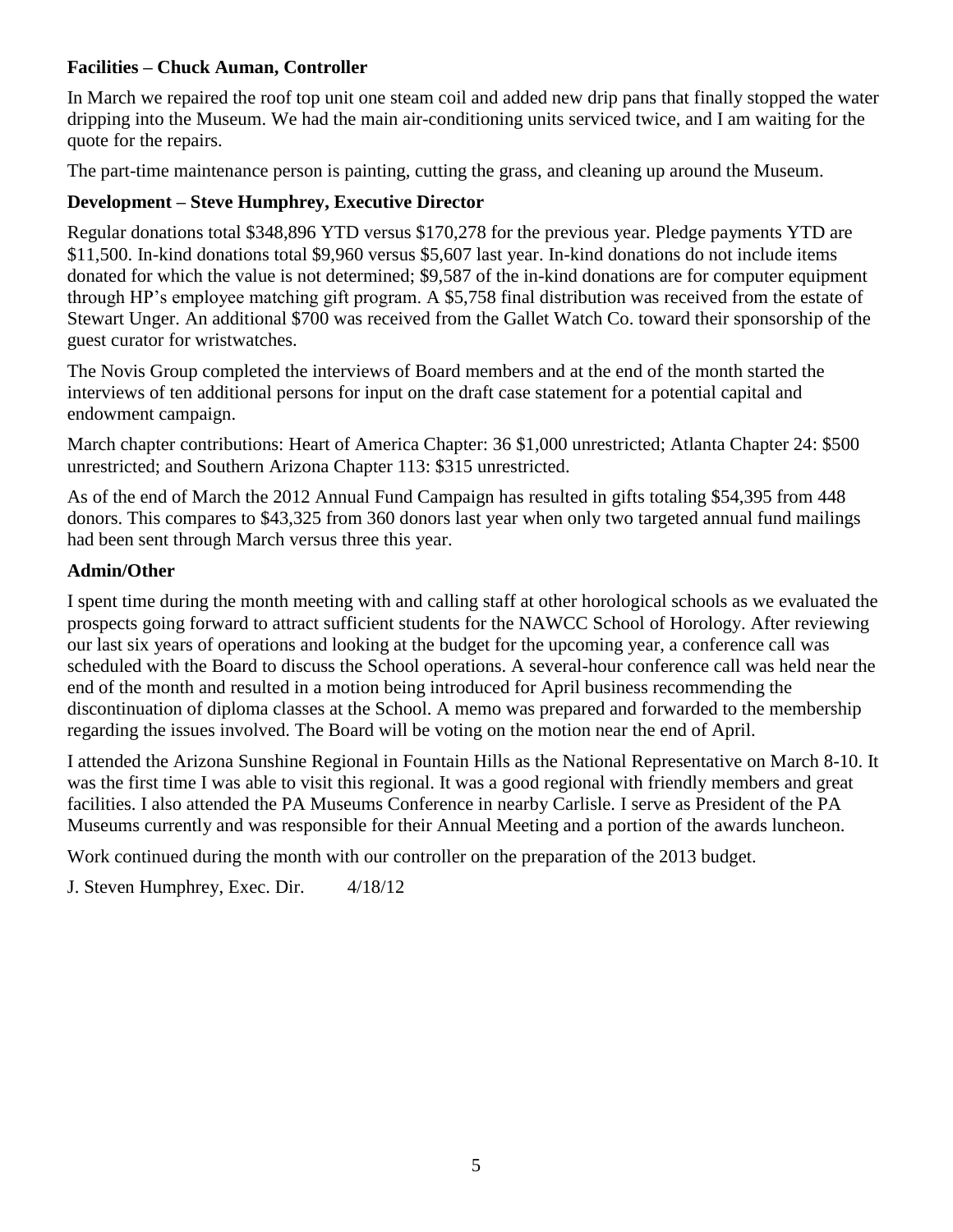**Facilities – Chuck Auman, Controller**

In March we repaired the roof top unit one steam coil and added new drip pans that finally stopped the water dripping into the Museum. We had the main air-conditioning units serviced twice, and I am waiting for the quote for the repairs.

The part-time maintenance person is painting, cutting the grass, and cleaning up around the Museum.

**Development – Steve Humphrey, Executive Director**

Regular donations total $348,896 YTD versus $170,278 for the previous year. Pledge payments YTD are $11,500. In-kind donations total $9,960 versus $5,607 last year. In-kind donations do not include items donated for which the value is not determined; $9,587 of the in-kind donations are for computer equipment through HP's employee matching gift program. A $5,758 final distribution was received from the estate of Stewart Unger. An additional $700 was received from the Gallet Watch Co. toward their sponsorship of the guest curator for wristwatches.

The Novis Group completed the interviews of Board members and at the end of the month started the interviews of ten additional persons for input on the draft case statement for a potential capital and endowment campaign.

March chapter contributions: Heart of America Chapter: 36 $1,000 unrestricted; Atlanta Chapter 24: $500 unrestricted; and Southern Arizona Chapter 113: $315 unrestricted.

As of the end of March the 2012 Annual Fund Campaign has resulted in gifts totaling $54,395 from 448 donors. This compares to $43,325 from 360 donors last year when only two targeted annual fund mailings had been sent through March versus three this year.

**Admin/Other**

I spent time during the month meeting with and calling staff at other horological schools as we evaluated the prospects going forward to attract sufficient students for the NAWCC School of Horology. After reviewing our last six years of operations and looking at the budget for the upcoming year, a conference call was scheduled with the Board to discuss the School operations. A several-hour conference call was held near the end of the month and resulted in a motion being introduced for April business recommending the discontinuation of diploma classes at the School. A memo was prepared and forwarded to the membership regarding the issues involved. The Board will be voting on the motion near the end of April.

I attended the Arizona Sunshine Regional in Fountain Hills as the National Representative on March 8-10. It was the first time I was able to visit this regional. It was a good regional with friendly members and great facilities. I also attended the PA Museums Conference in nearby Carlisle. I serve as President of the PA Museums currently and was responsible for their Annual Meeting and a portion of the awards luncheon.

Work continued during the month with our controller on the preparation of the 2013 budget.

J. Steven Humphrey, Exec. Dir. 4/18/12